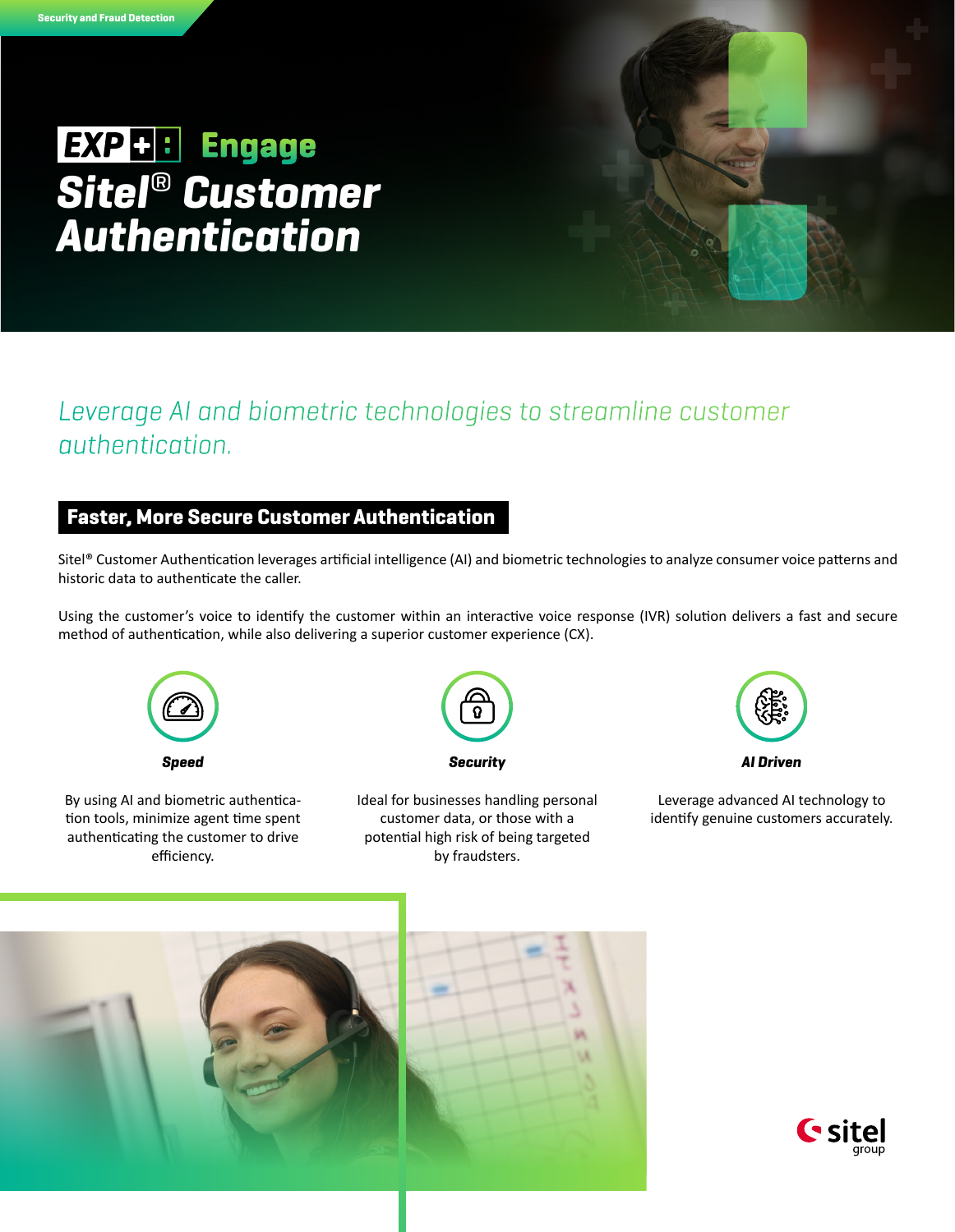Security and Fraud Detection

# EXP+ Engage

# Sitel® Customer Authentication

*Leverage AI and biometric technologies to streamline customer authentication.*

## Faster, More Secure Customer Authentication

Sitel® Customer Authentication leverages artificial intelligence (AI) and biometric technologies to analyze consumer voice patterns and historic data to authenticate the caller.

Using the customer's voice to identify the customer within an interactive voice response (IVR) solution delivers a fast and secure method of authentication, while also delivering a superior customer experience (CX).

### *Speed*

By using AI and biometric authentication tools, minimize agent time spent authenticating the customer to drive efficiency.

### *Security*

Ideal for businesses handling personal customer data, or those with a potential high risk of being targeted by fraudsters.

### *AI Driven*

Leverage advanced AI technology to identify genuine customers accurately.

sitel group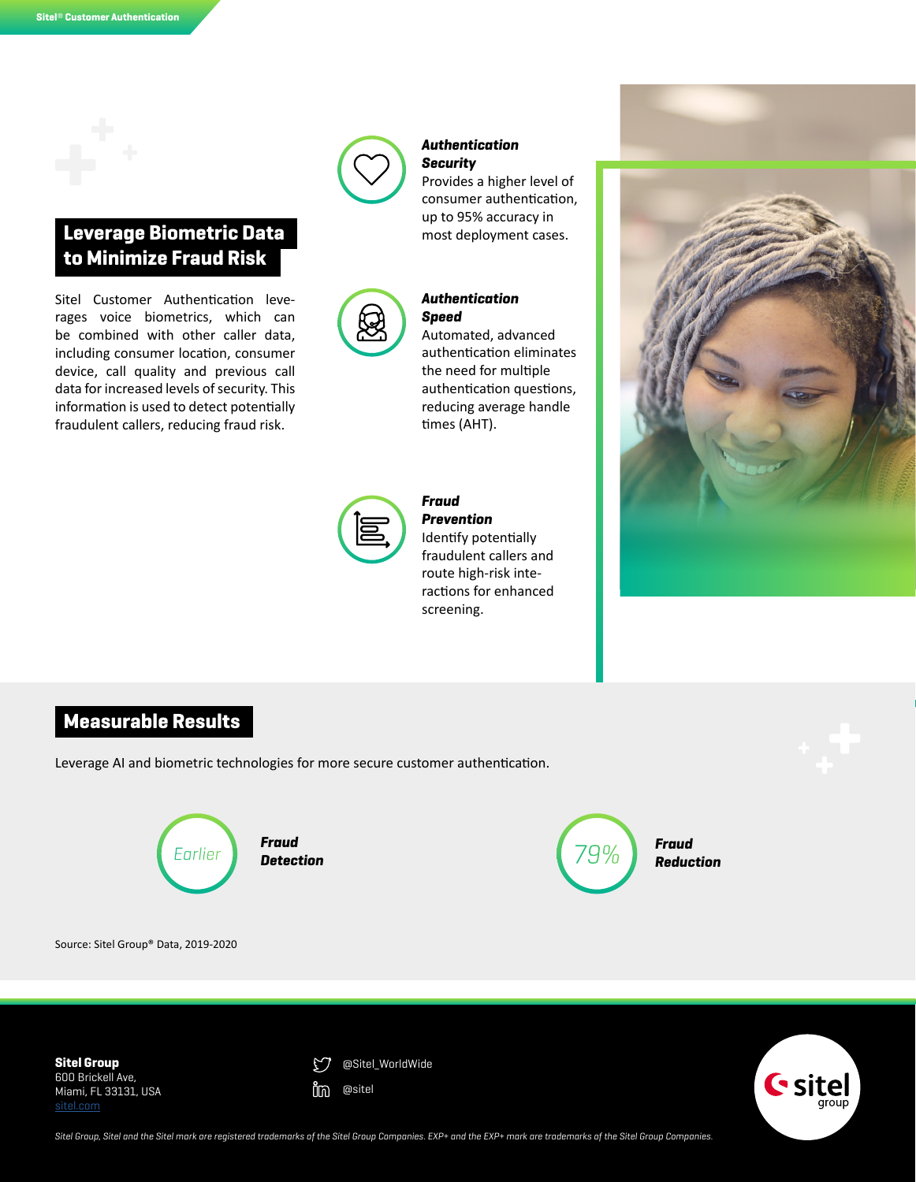## Leverage Biometric Data to Minimize Fraud Risk

Sitel Customer Authentication leverages voice biometrics, which can be combined with other caller data, including consumer location, consumer device, call quality and previous call data for increased levels of security. This information is used to detect potentially fraudulent callers, reducing fraud risk.

***Authentication Security***
Provides a higher level of consumer authentication, up to 95% accuracy in most deployment cases.

***Authentication Speed***
Automated, advanced authentication eliminates the need for multiple authentication questions, reducing average handle times (AHT).

***Fraud Prevention***
Identify potentially fraudulent callers and route high-risk interactions for enhanced screening.

## Measurable Results

Leverage AI and biometric technologies for more secure customer authentication.

Earlier

***Fraud Detection***

79%

***Fraud Reduction***

Source: Sitel Group® Data, 2019-2020

**Sitel Group**
600 Brickell Ave,
Miami, FL 33131, USA
sitel.com

@Sitel_WorldWide

@sitel

*Sitel Group, Sitel and the Sitel mark are registered trademarks of the Sitel Group Companies. EXP+ and the EXP+ mark are trademarks of the Sitel Group Companies.*